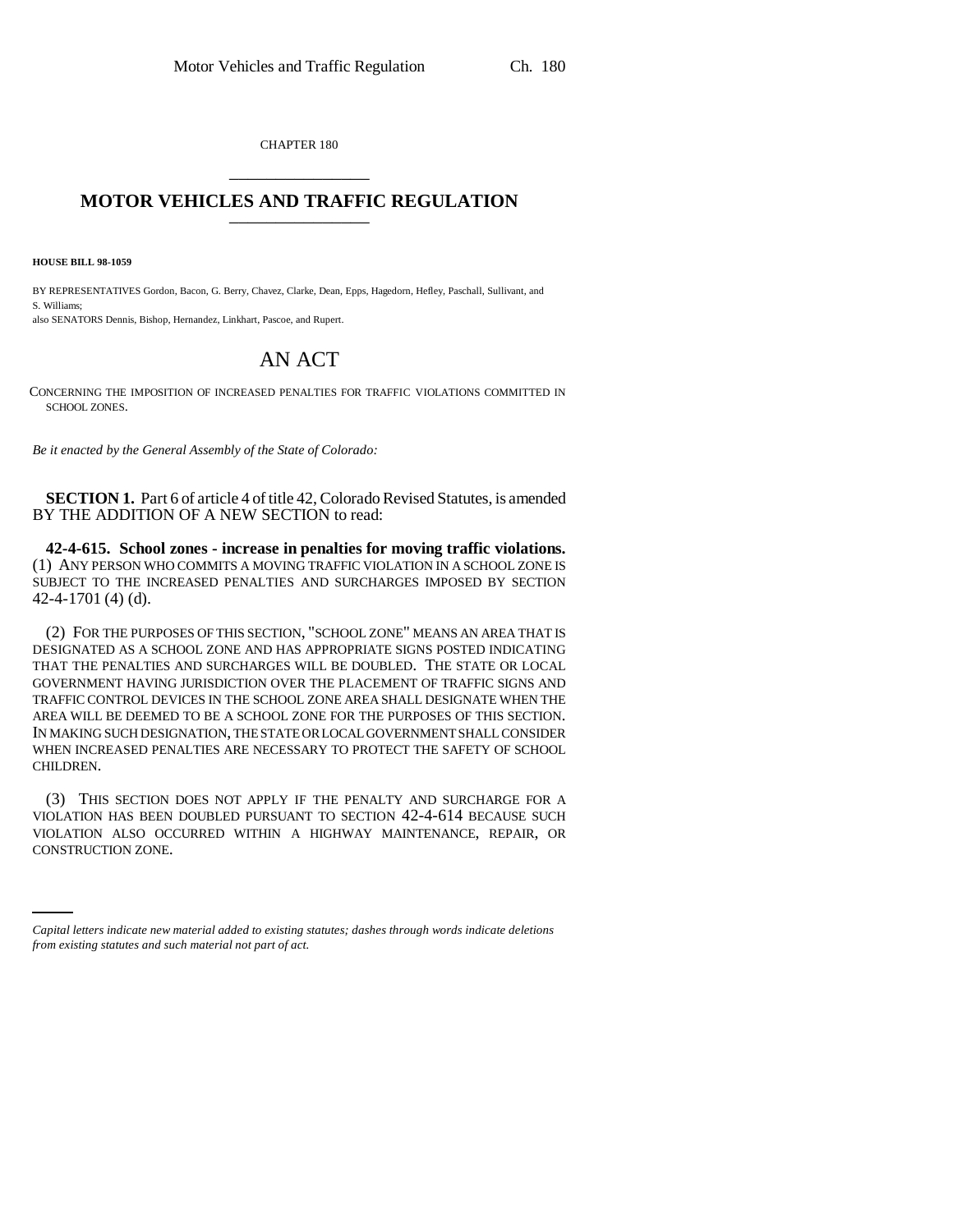CHAPTER 180

# MOTOR VEHICLES AND TRAFFIC REGULATION

**HOUSE BILL 98-1059**

BY REPRESENTATIVES Gordon, Bacon, G. Berry, Chavez, Clarke, Dean, Epps, Hagedorn, Hefley, Paschall, Sullivant, and S. Williams;
also SENATORS Dennis, Bishop, Hernandez, Linkhart, Pascoe, and Rupert.

# AN ACT

CONCERNING THE IMPOSITION OF INCREASED PENALTIES FOR TRAFFIC VIOLATIONS COMMITTED IN SCHOOL ZONES.

*Be it enacted by the General Assembly of the State of Colorado:*

**SECTION 1.** Part 6 of article 4 of title 42, Colorado Revised Statutes, is amended BY THE ADDITION OF A NEW SECTION to read:

**42-4-615. School zones - increase in penalties for moving traffic violations.** (1) ANY PERSON WHO COMMITS A MOVING TRAFFIC VIOLATION IN A SCHOOL ZONE IS SUBJECT TO THE INCREASED PENALTIES AND SURCHARGES IMPOSED BY SECTION 42-4-1701 (4) (d).

(2) FOR THE PURPOSES OF THIS SECTION, "SCHOOL ZONE" MEANS AN AREA THAT IS DESIGNATED AS A SCHOOL ZONE AND HAS APPROPRIATE SIGNS POSTED INDICATING THAT THE PENALTIES AND SURCHARGES WILL BE DOUBLED. THE STATE OR LOCAL GOVERNMENT HAVING JURISDICTION OVER THE PLACEMENT OF TRAFFIC SIGNS AND TRAFFIC CONTROL DEVICES IN THE SCHOOL ZONE AREA SHALL DESIGNATE WHEN THE AREA WILL BE DEEMED TO BE A SCHOOL ZONE FOR THE PURPOSES OF THIS SECTION. IN MAKING SUCH DESIGNATION, THE STATE OR LOCAL GOVERNMENT SHALL CONSIDER WHEN INCREASED PENALTIES ARE NECESSARY TO PROTECT THE SAFETY OF SCHOOL CHILDREN.

(3) THIS SECTION DOES NOT APPLY IF THE PENALTY AND SURCHARGE FOR A VIOLATION HAS BEEN DOUBLED PURSUANT TO SECTION 42-4-614 BECAUSE SUCH VIOLATION ALSO OCCURRED WITHIN A HIGHWAY MAINTENANCE, REPAIR, OR CONSTRUCTION ZONE.

---

*Capital letters indicate new material added to existing statutes; dashes through words indicate deletions from existing statutes and such material not part of act.*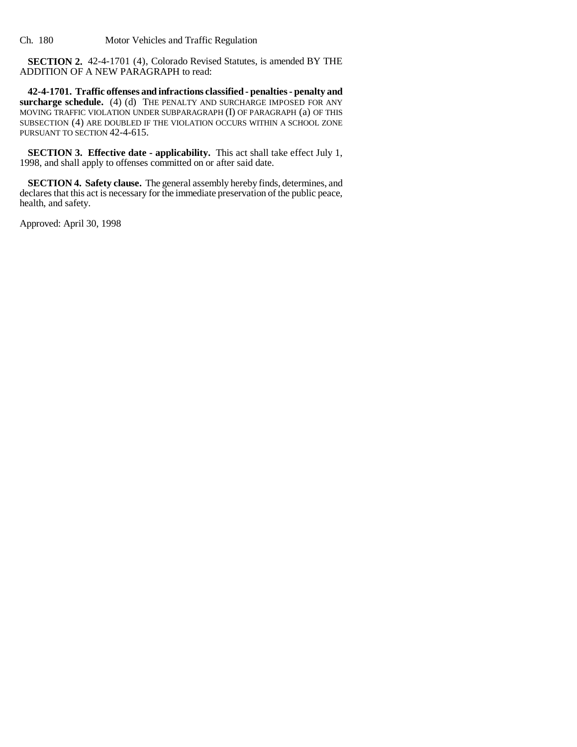**SECTION 2.** 42-4-1701 (4), Colorado Revised Statutes, is amended BY THE ADDITION OF A NEW PARAGRAPH to read:

**42-4-1701. Traffic offenses and infractions classified - penalties - penalty and surcharge schedule.** (4) (d) THE PENALTY AND SURCHARGE IMPOSED FOR ANY MOVING TRAFFIC VIOLATION UNDER SUBPARAGRAPH (I) OF PARAGRAPH (a) OF THIS SUBSECTION (4) ARE DOUBLED IF THE VIOLATION OCCURS WITHIN A SCHOOL ZONE PURSUANT TO SECTION 42-4-615.

**SECTION 3. Effective date - applicability.** This act shall take effect July 1, 1998, and shall apply to offenses committed on or after said date.

**SECTION 4. Safety clause.** The general assembly hereby finds, determines, and declares that this act is necessary for the immediate preservation of the public peace, health, and safety.

Approved: April 30, 1998